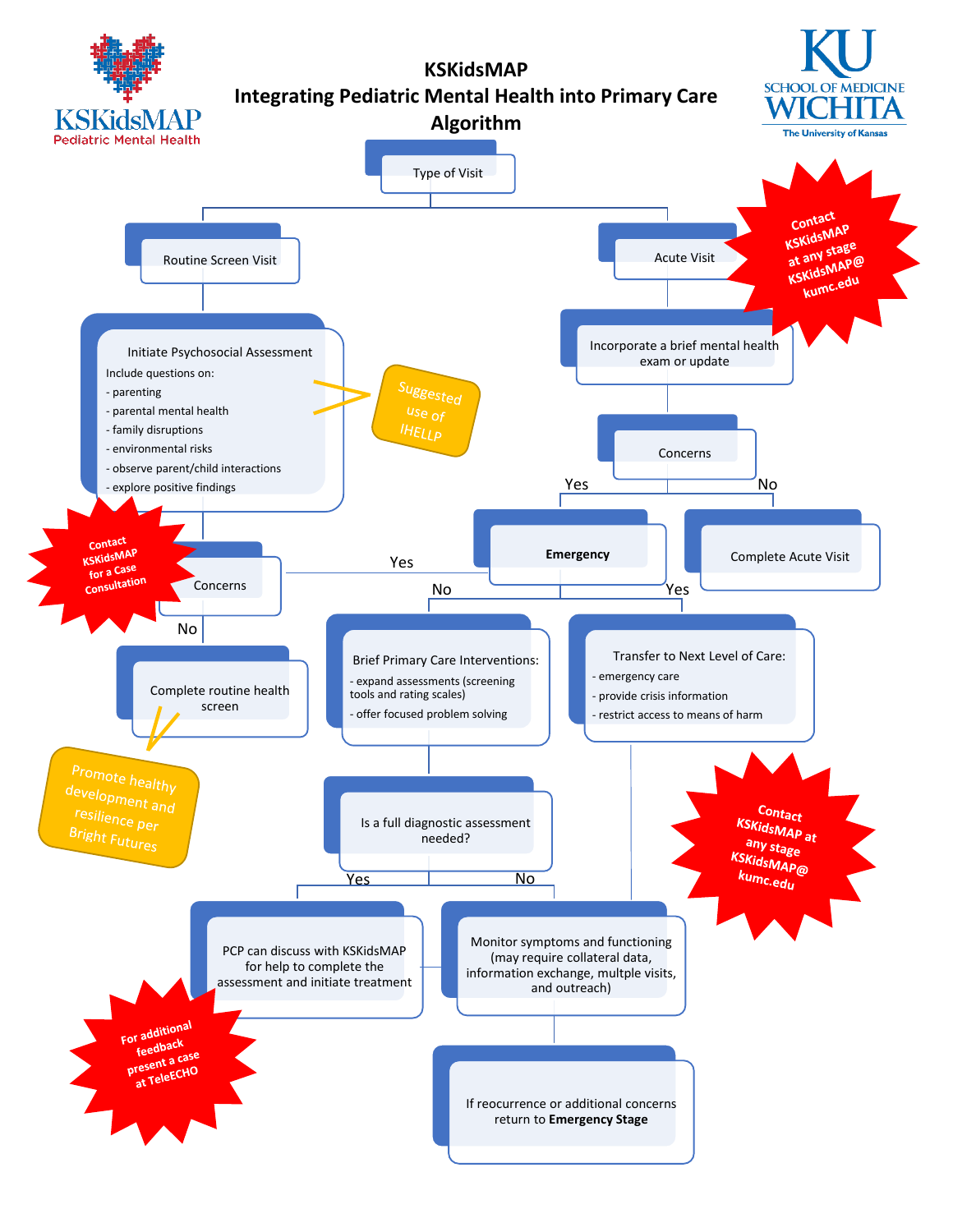# KSKidsMAP
## Integrating Pediatric Mental Health into Primary Care Algorithm

KSKidsMAP Pediatric Mental Health

KU School of Medicine Wichita — The University of Kansas

**Type of Visit**

### Routine Screen Visit

**Initiate Psychosocial Assessment**

Include questions on:

- parenting
- parental mental health
- family disruptions
- environmental risks
- observe parent/child interactions
- explore positive findings

*Suggested use of IHELLP*

**Concerns**

- Yes → Emergency
- No → Complete routine health screen

*Contact KSKidsMAP for a Case Consultation*

**Complete routine health screen**

*Promote healthy development and resilience per Bright Futures*

### Acute Visit

*Contact KSKidsMAP at any stage KSKidsMAP@kumc.edu*

**Incorporate a brief mental health exam or update**

**Concerns**

- Yes → Emergency
- No → Complete Acute Visit

**Emergency**

- No → Brief Primary Care Interventions
- Yes → Transfer to Next Level of Care

**Brief Primary Care Interventions:**

- expand assessments (screening tools and rating scales)
- offer focused problem solving

**Transfer to Next Level of Care:**

- emergency care
- provide crisis information
- restrict access to means of harm

*Contact KSKidsMAP at any stage KSKidsMAP@kumc.edu*

**Is a full diagnostic assessment needed?**

- Yes → PCP can discuss with KSKidsMAP for help to complete the assessment and initiate treatment
- No → Monitor symptoms and functioning (may require collateral data, information exchange, multple visits, and outreach)

*For additional feedback present a case at TeleECHO*

If reocurrence or additional concerns return to **Emergency Stage**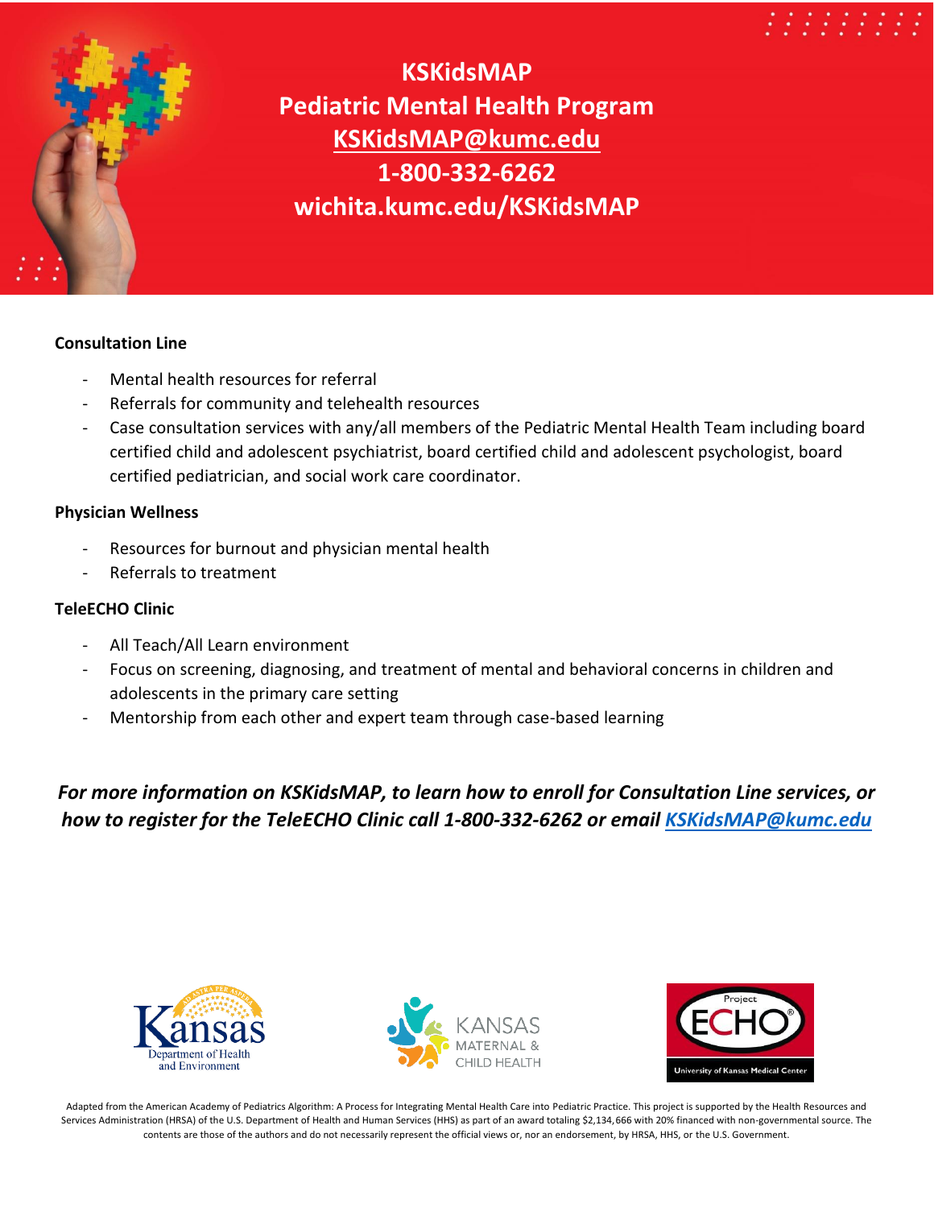# KSKidsMAP
## Pediatric Mental Health Program

KSKidsMAP@kumc.edu

1-800-332-6262

wichita.kumc.edu/KSKidsMAP

**Consultation Line**

- Mental health resources for referral
- Referrals for community and telehealth resources
- Case consultation services with any/all members of the Pediatric Mental Health Team including board certified child and adolescent psychiatrist, board certified child and adolescent psychologist, board certified pediatrician, and social work care coordinator.

**Physician Wellness**

- Resources for burnout and physician mental health
- Referrals to treatment

**TeleECHO Clinic**

- All Teach/All Learn environment
- Focus on screening, diagnosing, and treatment of mental and behavioral concerns in children and adolescents in the primary care setting
- Mentorship from each other and expert team through case-based learning

***For more information on KSKidsMAP, to learn how to enroll for Consultation Line services, or how to register for the TeleECHO Clinic call 1-800-332-6262 or email KSKidsMAP@kumc.edu***

Kansas Department of Health and Environment

KANSAS MATERNAL & CHILD HEALTH

Project ECHO University of Kansas Medical Center

Adapted from the American Academy of Pediatrics Algorithm: A Process for Integrating Mental Health Care into Pediatric Practice. This project is supported by the Health Resources and Services Administration (HRSA) of the U.S. Department of Health and Human Services (HHS) as part of an award totaling $2,134,666 with 20% financed with non-governmental source. The contents are those of the authors and do not necessarily represent the official views or, nor an endorsement, by HRSA, HHS, or the U.S. Government.